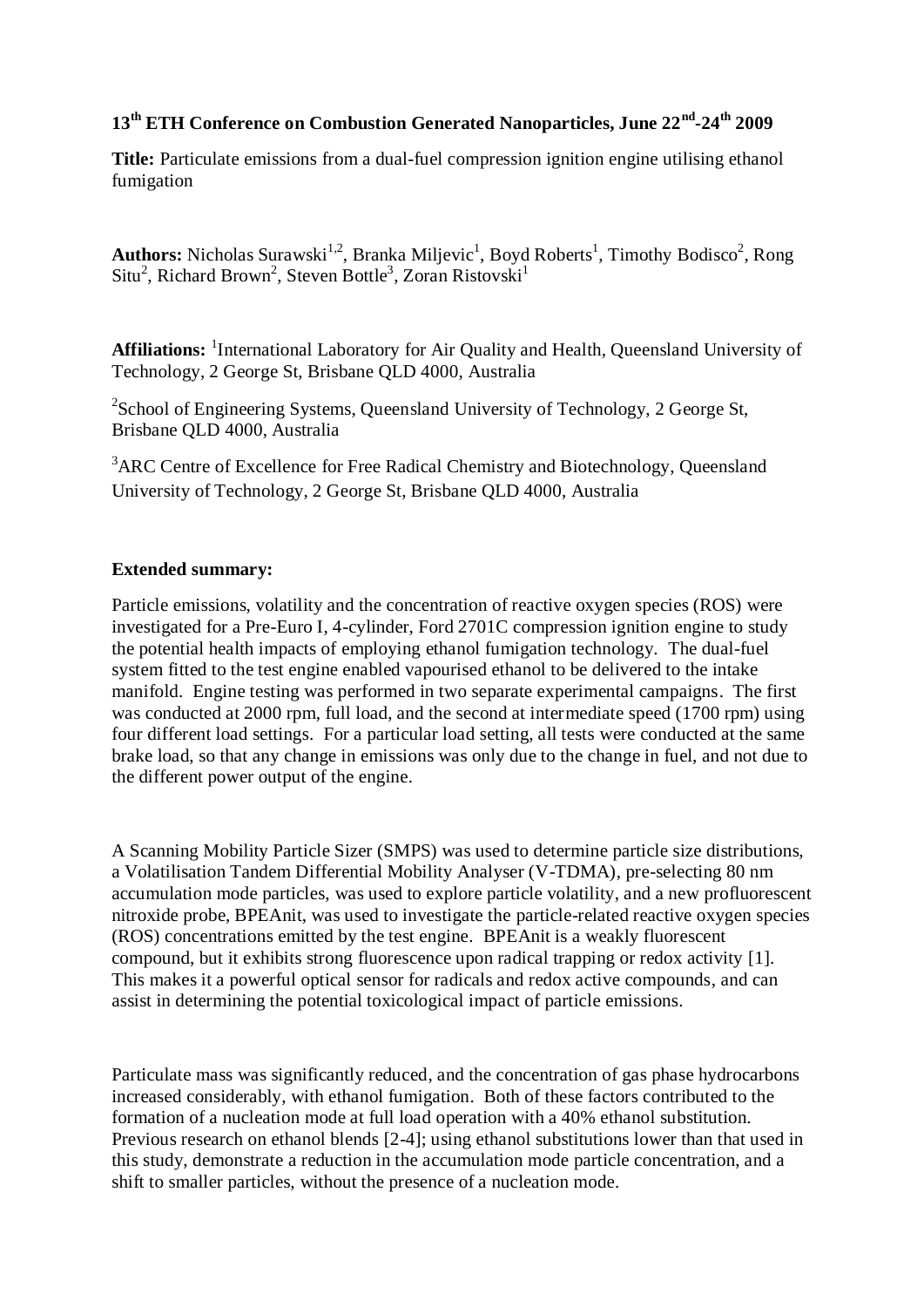**13th ETH Conference on Combustion Generated Nanoparticles, June 22nd-24th 2009**

**Title:** Particulate emissions from a dual-fuel compression ignition engine utilising ethanol fumigation

**Authors:** Nicholas Surawski[1,2], Branka Miljevic[1], Boyd Roberts[1], Timothy Bodisco[2], Rong Situ[2], Richard Brown[2], Steven Bottle[3], Zoran Ristovski[1]

**Affiliations:** [1]International Laboratory for Air Quality and Health, Queensland University of Technology, 2 George St, Brisbane QLD 4000, Australia

[2]School of Engineering Systems, Queensland University of Technology, 2 George St, Brisbane QLD 4000, Australia

[3]ARC Centre of Excellence for Free Radical Chemistry and Biotechnology, Queensland University of Technology, 2 George St, Brisbane QLD 4000, Australia

**Extended summary:**

Particle emissions, volatility and the concentration of reactive oxygen species (ROS) were investigated for a Pre-Euro I, 4-cylinder, Ford 2701C compression ignition engine to study the potential health impacts of employing ethanol fumigation technology. The dual-fuel system fitted to the test engine enabled vapourised ethanol to be delivered to the intake manifold. Engine testing was performed in two separate experimental campaigns. The first was conducted at 2000 rpm, full load, and the second at intermediate speed (1700 rpm) using four different load settings. For a particular load setting, all tests were conducted at the same brake load, so that any change in emissions was only due to the change in fuel, and not due to the different power output of the engine.

A Scanning Mobility Particle Sizer (SMPS) was used to determine particle size distributions, a Volatilisation Tandem Differential Mobility Analyser (V-TDMA), pre-selecting 80 nm accumulation mode particles, was used to explore particle volatility, and a new profluorescent nitroxide probe, BPEAnit, was used to investigate the particle-related reactive oxygen species (ROS) concentrations emitted by the test engine. BPEAnit is a weakly fluorescent compound, but it exhibits strong fluorescence upon radical trapping or redox activity [1]. This makes it a powerful optical sensor for radicals and redox active compounds, and can assist in determining the potential toxicological impact of particle emissions.

Particulate mass was significantly reduced, and the concentration of gas phase hydrocarbons increased considerably, with ethanol fumigation. Both of these factors contributed to the formation of a nucleation mode at full load operation with a 40% ethanol substitution. Previous research on ethanol blends [2-4]; using ethanol substitutions lower than that used in this study, demonstrate a reduction in the accumulation mode particle concentration, and a shift to smaller particles, without the presence of a nucleation mode.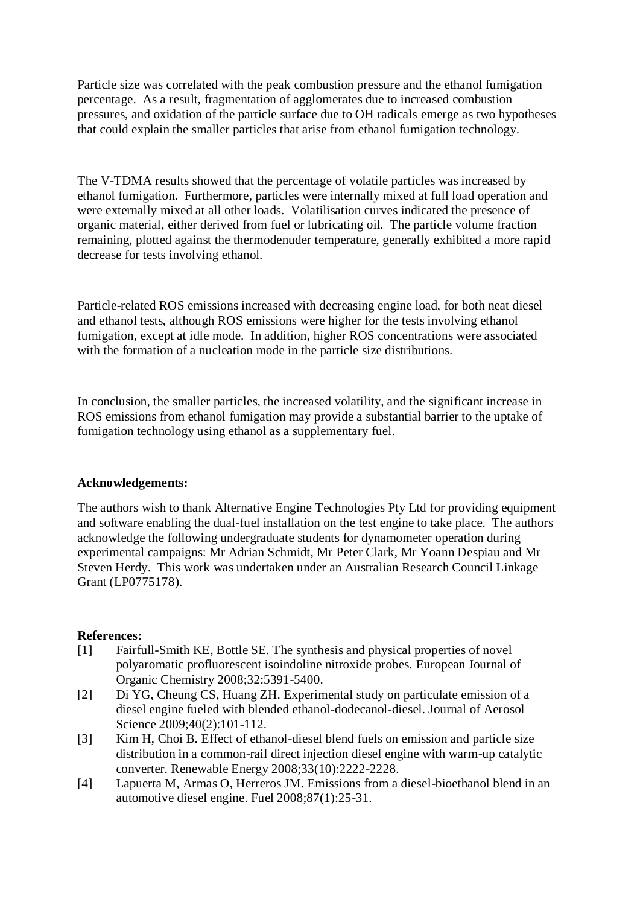Particle size was correlated with the peak combustion pressure and the ethanol fumigation percentage. As a result, fragmentation of agglomerates due to increased combustion pressures, and oxidation of the particle surface due to OH radicals emerge as two hypotheses that could explain the smaller particles that arise from ethanol fumigation technology.

The V-TDMA results showed that the percentage of volatile particles was increased by ethanol fumigation. Furthermore, particles were internally mixed at full load operation and were externally mixed at all other loads. Volatilisation curves indicated the presence of organic material, either derived from fuel or lubricating oil. The particle volume fraction remaining, plotted against the thermodenuder temperature, generally exhibited a more rapid decrease for tests involving ethanol.

Particle-related ROS emissions increased with decreasing engine load, for both neat diesel and ethanol tests, although ROS emissions were higher for the tests involving ethanol fumigation, except at idle mode. In addition, higher ROS concentrations were associated with the formation of a nucleation mode in the particle size distributions.

In conclusion, the smaller particles, the increased volatility, and the significant increase in ROS emissions from ethanol fumigation may provide a substantial barrier to the uptake of fumigation technology using ethanol as a supplementary fuel.

**Acknowledgements:**

The authors wish to thank Alternative Engine Technologies Pty Ltd for providing equipment and software enabling the dual-fuel installation on the test engine to take place. The authors acknowledge the following undergraduate students for dynamometer operation during experimental campaigns: Mr Adrian Schmidt, Mr Peter Clark, Mr Yoann Despiau and Mr Steven Herdy. This work was undertaken under an Australian Research Council Linkage Grant (LP0775178).

**References:**

[1] Fairfull-Smith KE, Bottle SE. The synthesis and physical properties of novel polyaromatic profluorescent isoindoline nitroxide probes. European Journal of Organic Chemistry 2008;32:5391-5400.

[2] Di YG, Cheung CS, Huang ZH. Experimental study on particulate emission of a diesel engine fueled with blended ethanol-dodecanol-diesel. Journal of Aerosol Science 2009;40(2):101-112.

[3] Kim H, Choi B. Effect of ethanol-diesel blend fuels on emission and particle size distribution in a common-rail direct injection diesel engine with warm-up catalytic converter. Renewable Energy 2008;33(10):2222-2228.

[4] Lapuerta M, Armas O, Herreros JM. Emissions from a diesel-bioethanol blend in an automotive diesel engine. Fuel 2008;87(1):25-31.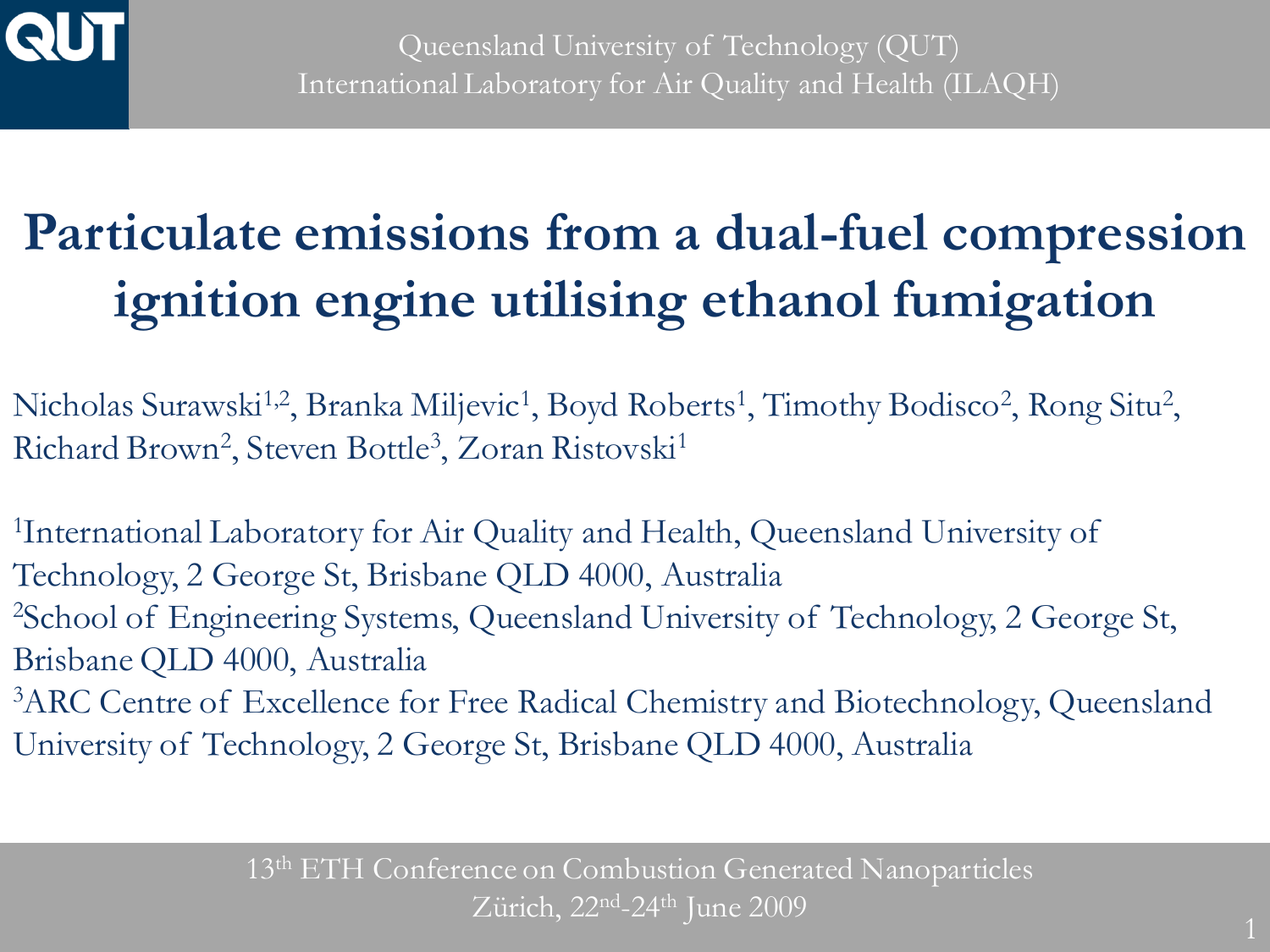Queensland University of Technology (QUT)
International Laboratory for Air Quality and Health (ILAQH)

# Particulate emissions from a dual-fuel compression ignition engine utilising ethanol fumigation

Nicholas Surawski[1,2], Branka Miljevic[1], Boyd Roberts[1], Timothy Bodisco[2], Rong Situ[2], Richard Brown[2], Steven Bottle[3], Zoran Ristovski[1]

[1]International Laboratory for Air Quality and Health, Queensland University of Technology, 2 George St, Brisbane QLD 4000, Australia
[2]School of Engineering Systems, Queensland University of Technology, 2 George St, Brisbane QLD 4000, Australia
[3]ARC Centre of Excellence for Free Radical Chemistry and Biotechnology, Queensland University of Technology, 2 George St, Brisbane QLD 4000, Australia

13th ETH Conference on Combustion Generated Nanoparticles
Zürich, 22nd-24th June 2009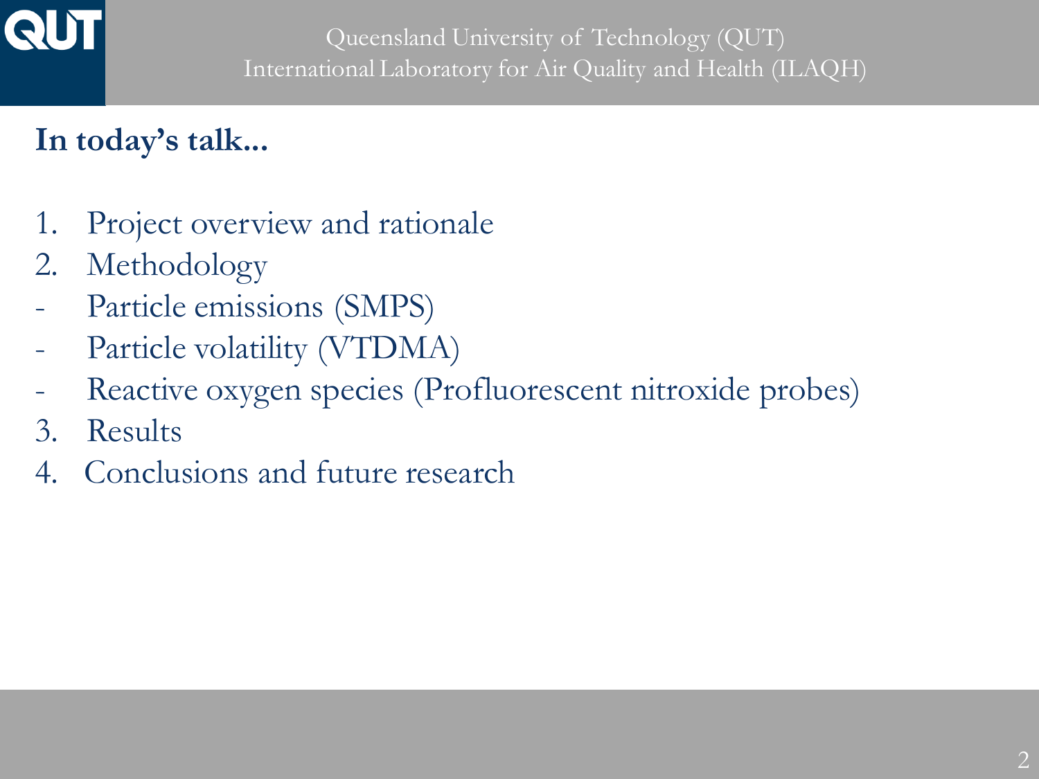## In today's talk...

1. Project overview and rationale
2. Methodology
- Particle emissions (SMPS)
- Particle volatility (VTDMA)
- Reactive oxygen species (Profluorescent nitroxide probes)
3. Results
4. Conclusions and future research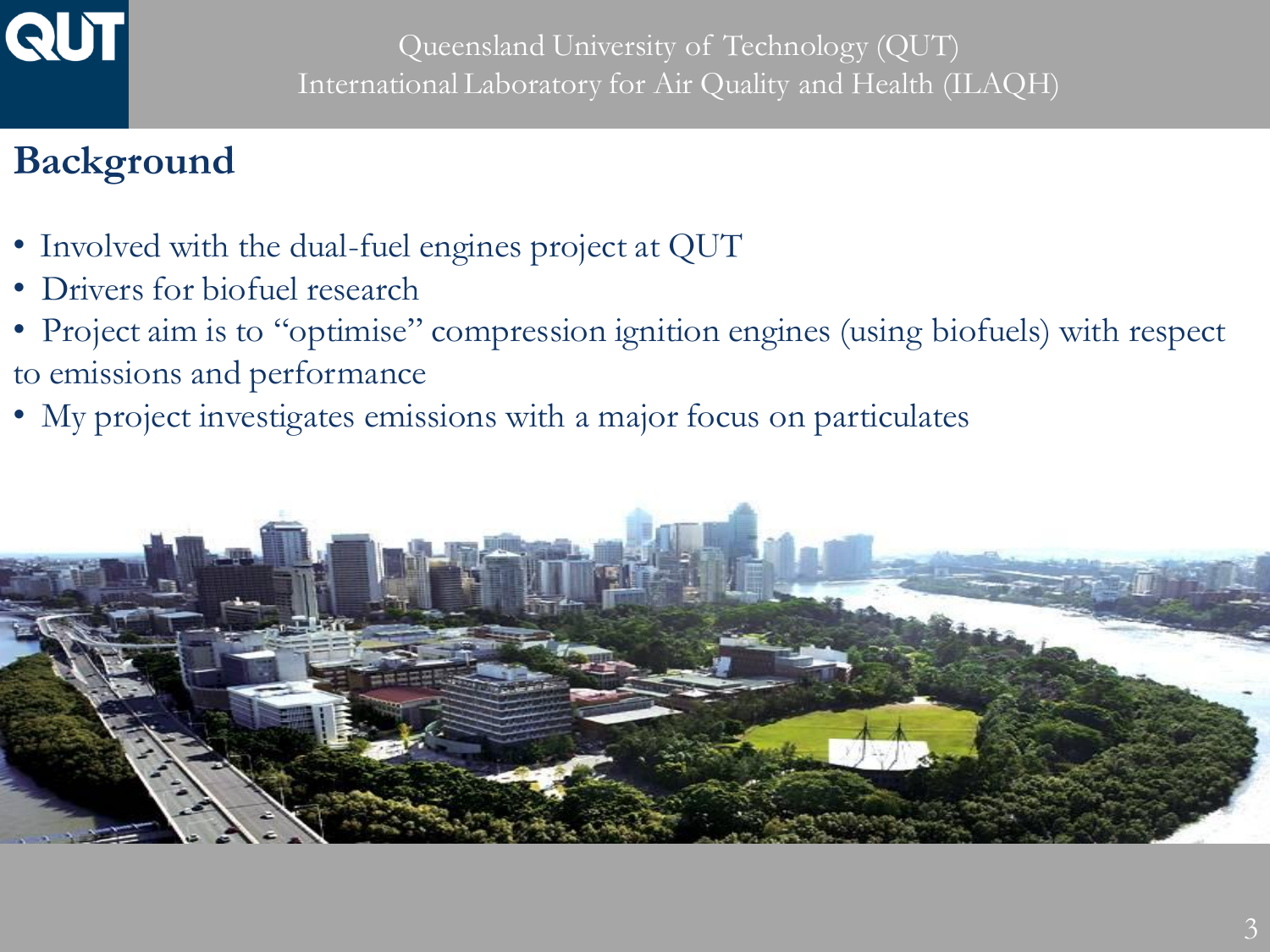## Background

- Involved with the dual-fuel engines project at QUT
- Drivers for biofuel research
- Project aim is to "optimise" compression ignition engines (using biofuels) with respect to emissions and performance
- My project investigates emissions with a major focus on particulates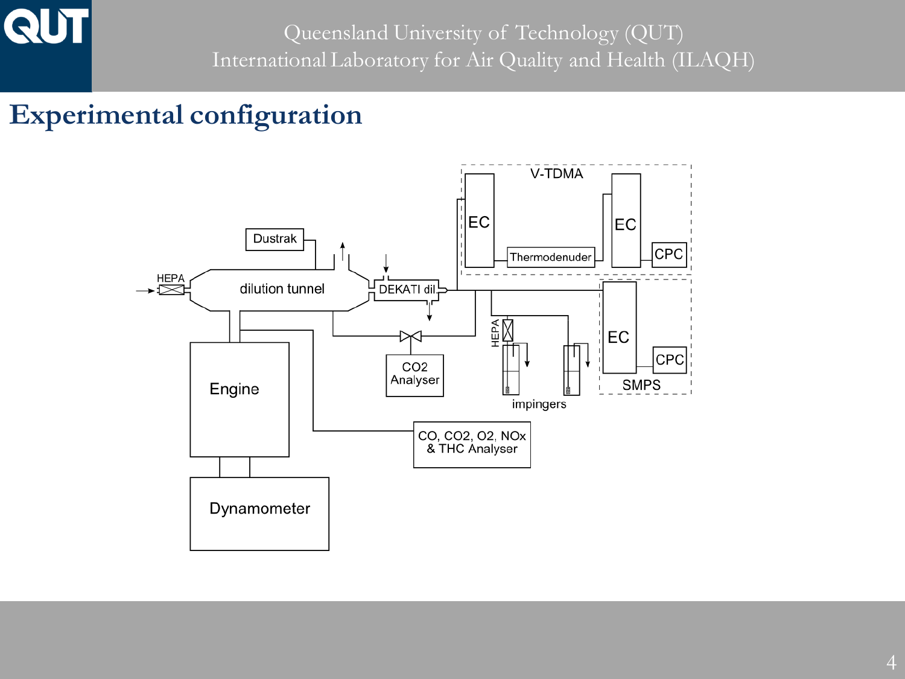## Experimental configuration

V-TDMA

EC

EC

Dustrak

Thermodenuder

CPC

HEPA

dilution tunnel

DEKATI dil.

EC

HEPA

CPC

CO2 Analyser

SMPS

impingers

Engine

CO, CO2, O2, NOx & THC Analyser

Dynamometer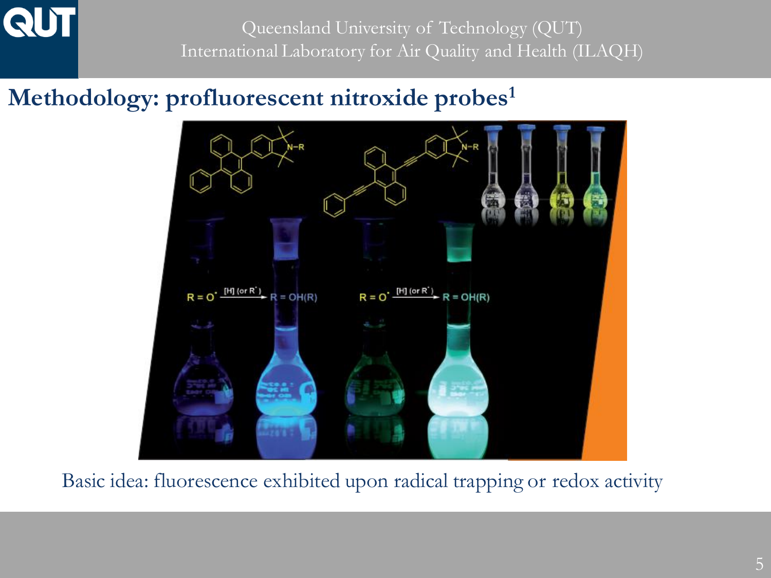## Methodology: profluorescent nitroxide probes[1]

$R = O^{\bullet} \xrightarrow{[H]\ (\text{or } R^{\bullet})} R = OH(R)$

$R = O^{\bullet} \xrightarrow{[H]\ (\text{or } R^{\bullet})} R = OH(R)$

Basic idea: fluorescence exhibited upon radical trapping or redox activity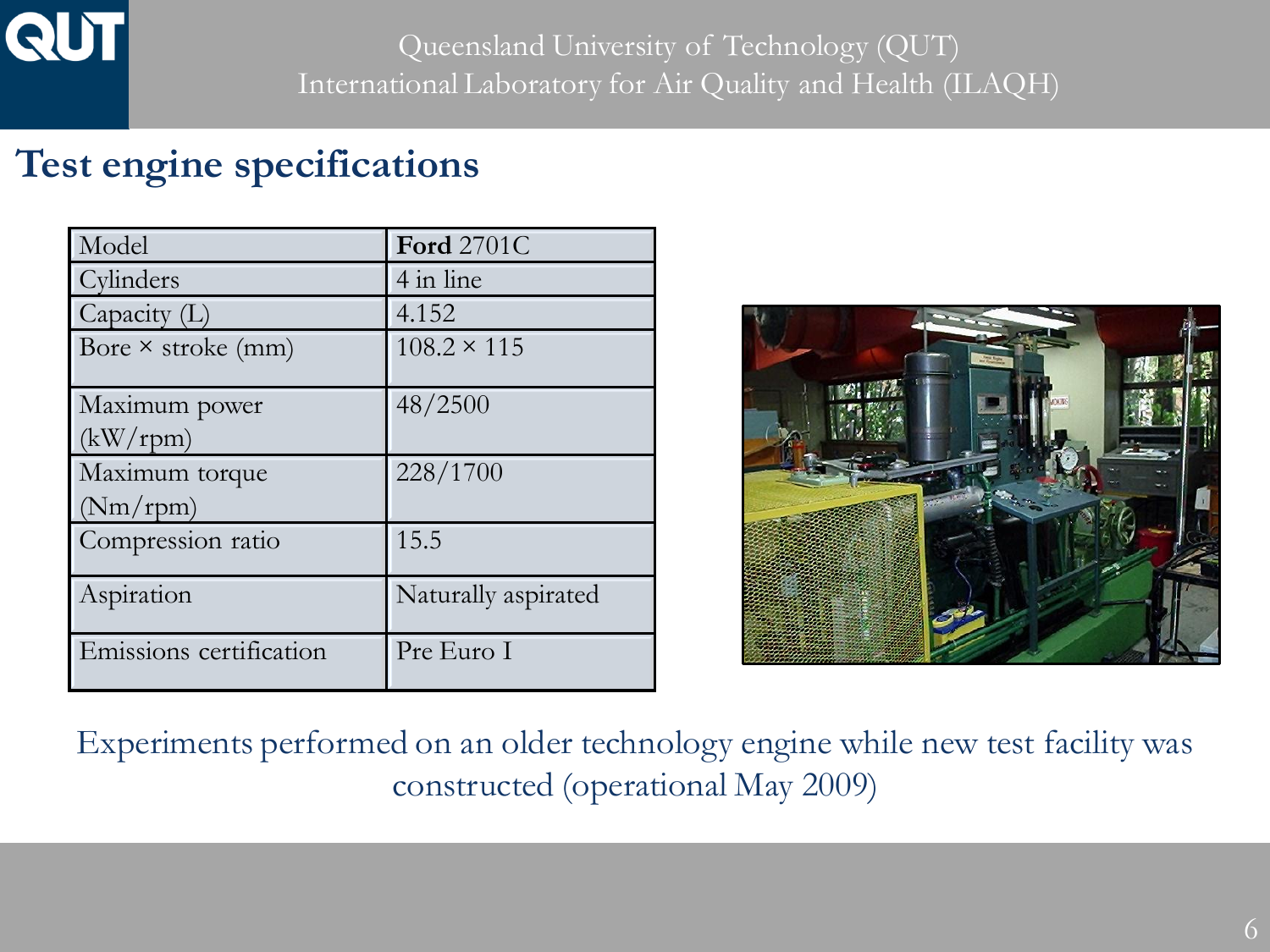## Test engine specifications

| Model | **Ford** 2701C |
|---|---|
| Cylinders | 4 in line |
| Capacity (L) | 4.152 |
| Bore × stroke (mm) | 108.2 × 115 |
| Maximum power (kW/rpm) | 48/2500 |
| Maximum torque (Nm/rpm) | 228/1700 |
| Compression ratio | 15.5 |
| Aspiration | Naturally aspirated |
| Emissions certification | Pre Euro I |

Experiments performed on an older technology engine while new test facility was constructed (operational May 2009)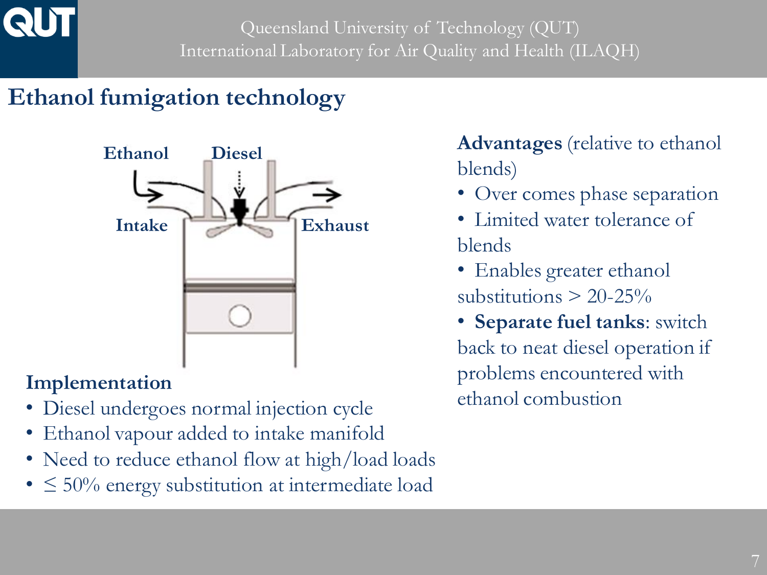# Ethanol fumigation technology

Ethanol

Diesel

Intake

Exhaust

**Implementation**

- Diesel undergoes normal injection cycle
- Ethanol vapour added to intake manifold
- Need to reduce ethanol flow at high/load loads
- ≤ 50% energy substitution at intermediate load

**Advantages** (relative to ethanol blends)

- Over comes phase separation
- Limited water tolerance of blends
- Enables greater ethanol substitutions > 20-25%
- **Separate fuel tanks**: switch back to neat diesel operation if problems encountered with ethanol combustion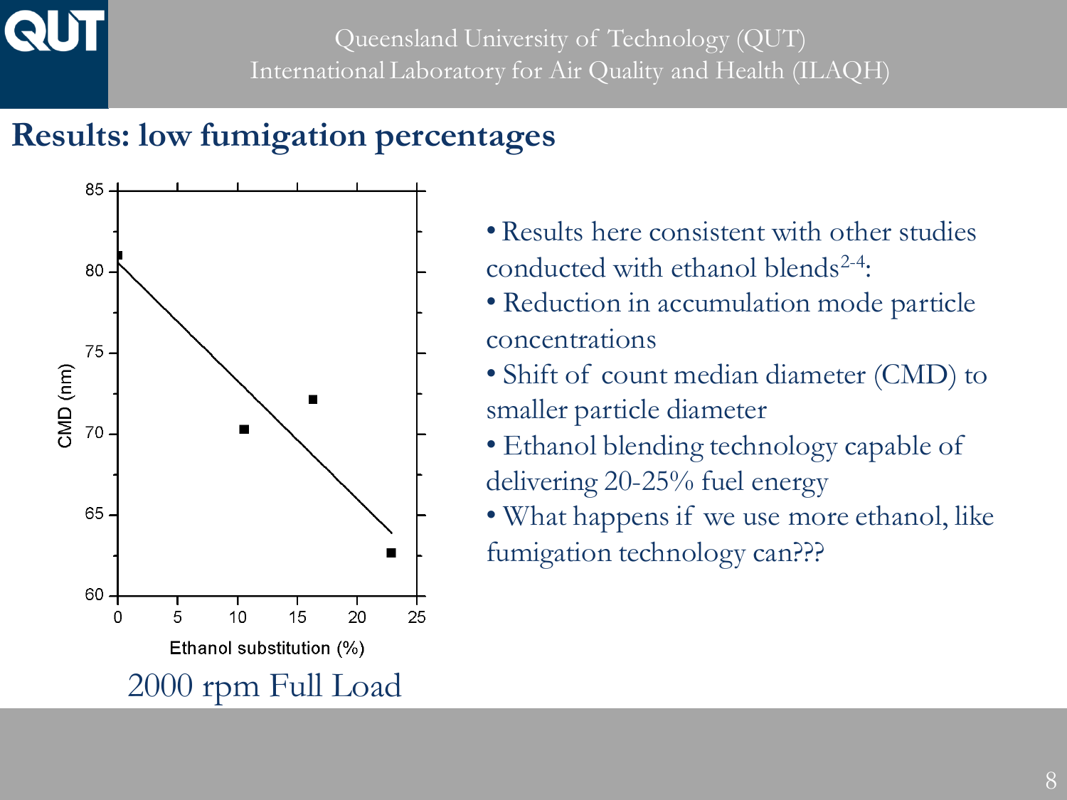## Results: low fumigation percentages

2000 rpm Full Load

- Results here consistent with other studies conducted with ethanol blends[2-4]:
- Reduction in accumulation mode particle concentrations
- Shift of count median diameter (CMD) to smaller particle diameter
- Ethanol blending technology capable of delivering 20-25% fuel energy
- What happens if we use more ethanol, like fumigation technology can???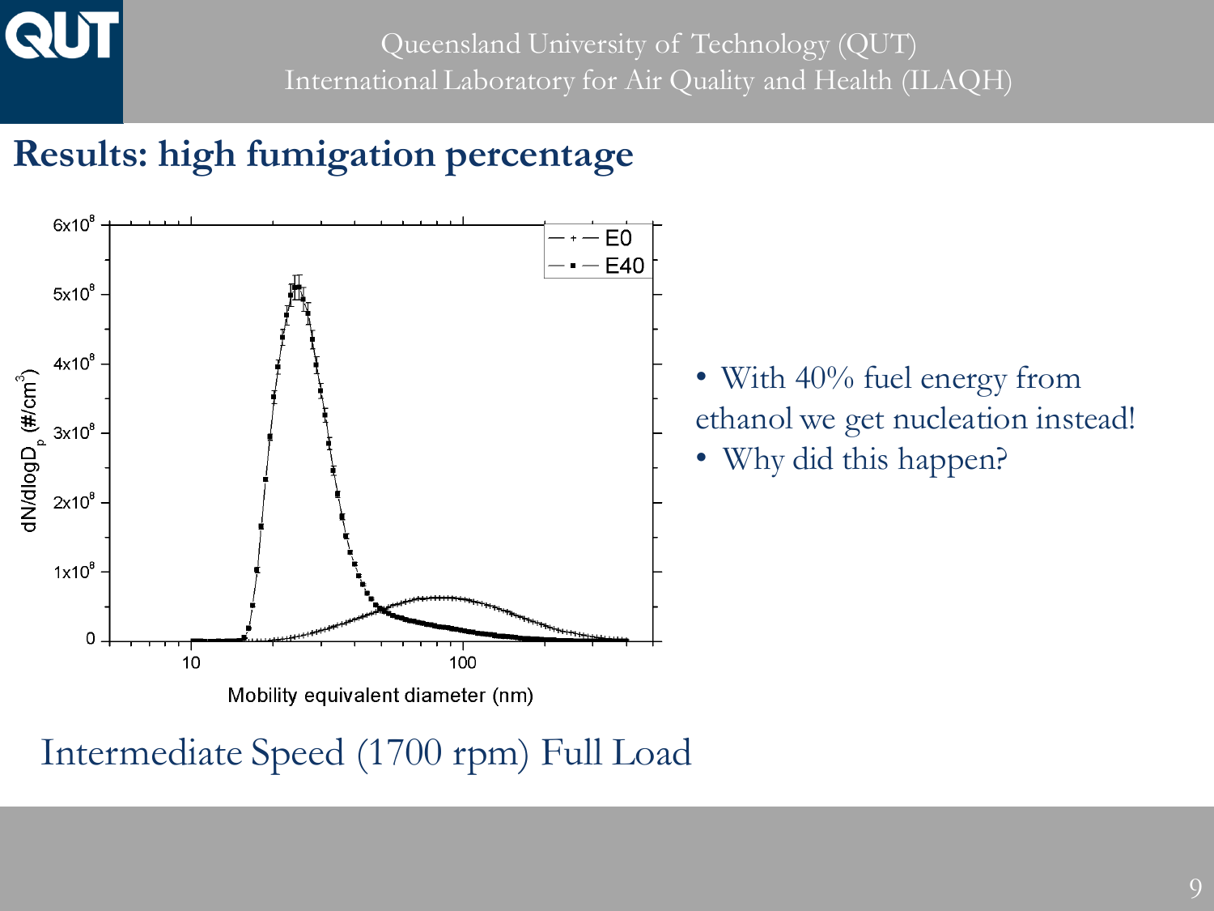## Results: high fumigation percentage

- With 40% fuel energy from ethanol we get nucleation instead!
- Why did this happen?

Intermediate Speed (1700 rpm) Full Load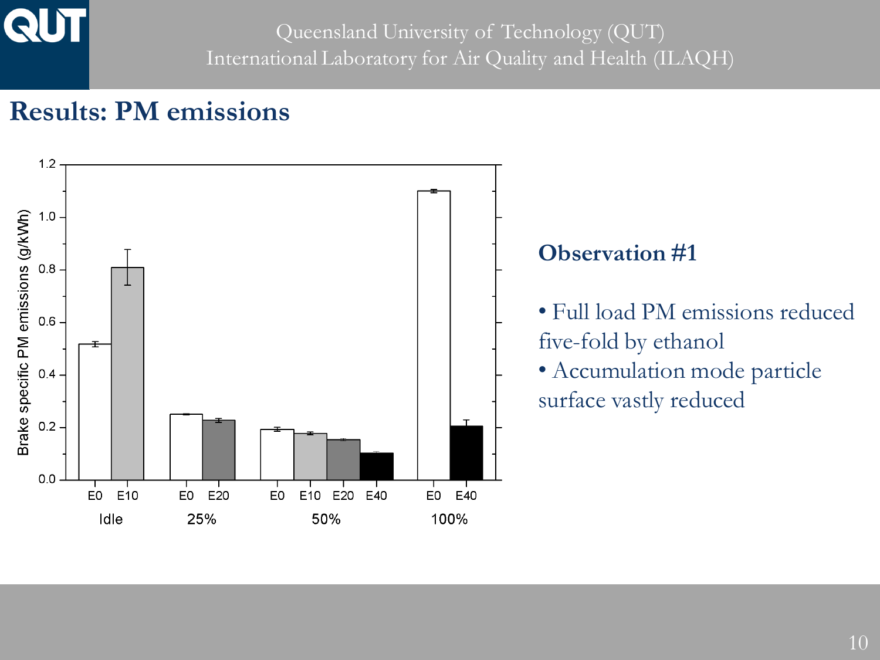## Results: PM emissions

### Observation #1

- Full load PM emissions reduced five-fold by ethanol
- Accumulation mode particle surface vastly reduced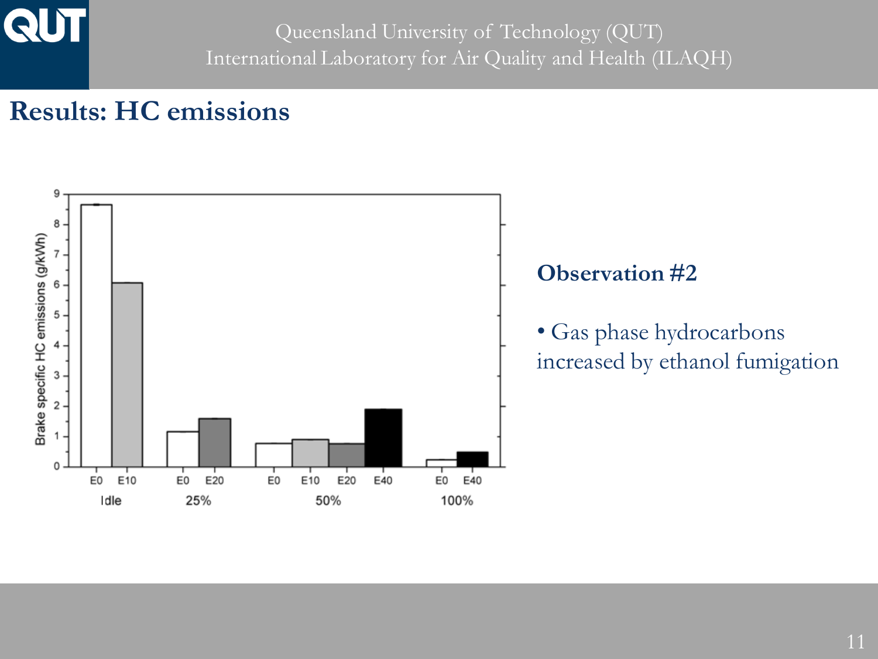## Results: HC emissions

### Observation #2

- Gas phase hydrocarbons increased by ethanol fumigation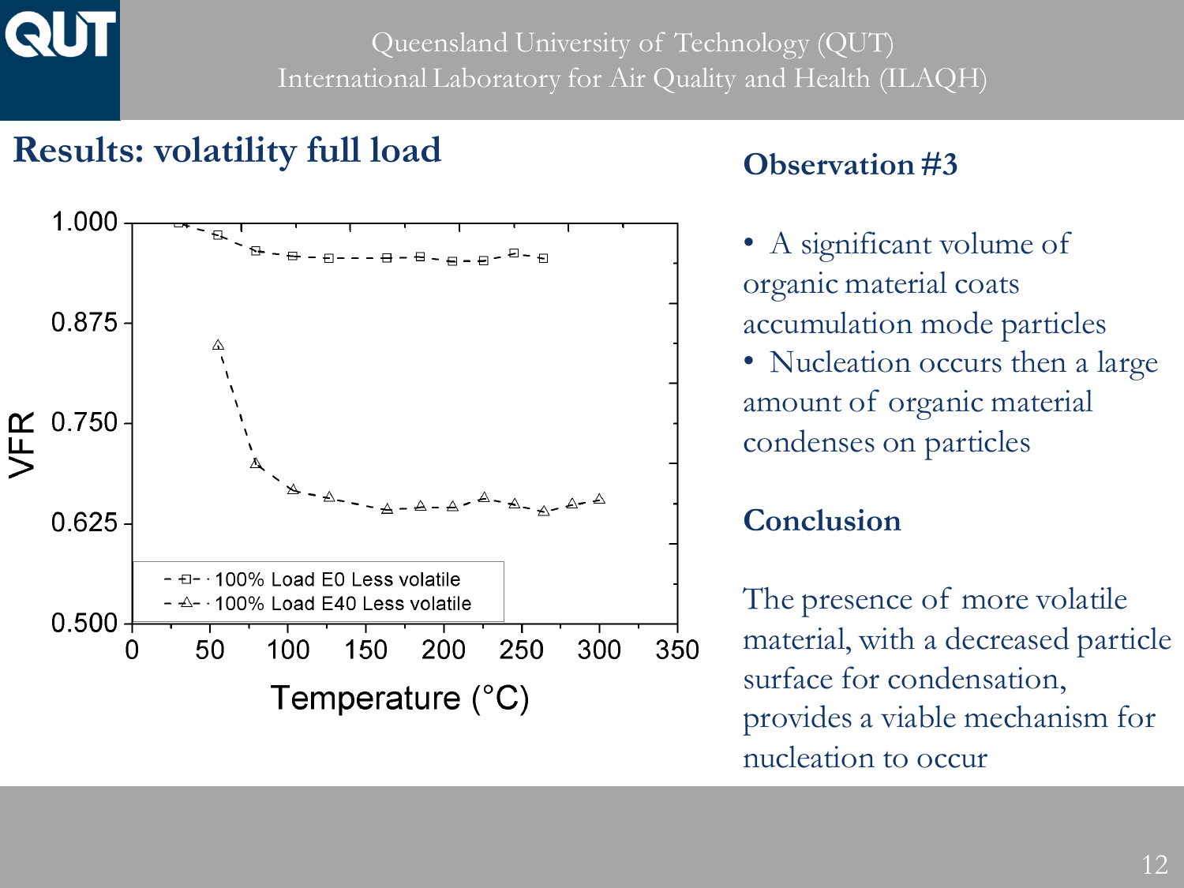## Results: volatility full load

### Observation #3

- A significant volume of organic material coats accumulation mode particles
- Nucleation occurs then a large amount of organic material condenses on particles

### Conclusion

The presence of more volatile material, with a decreased particle surface for condensation, provides a viable mechanism for nucleation to occur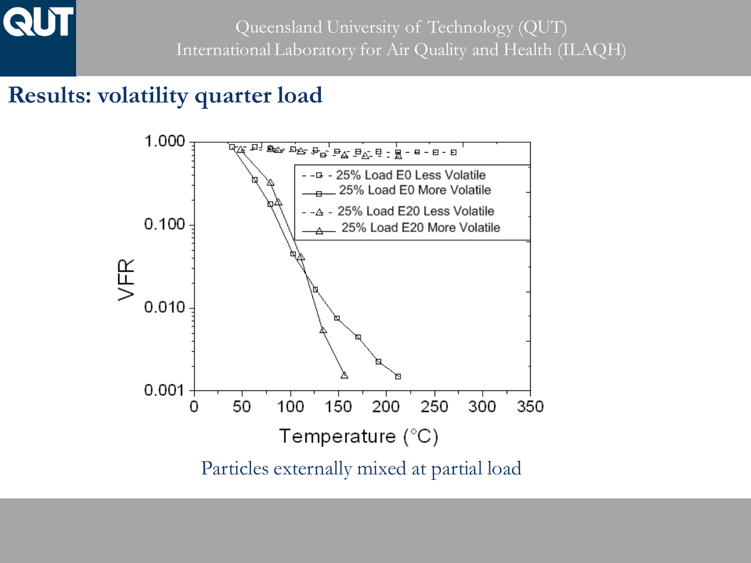## Results: volatility quarter load

Particles externally mixed at partial load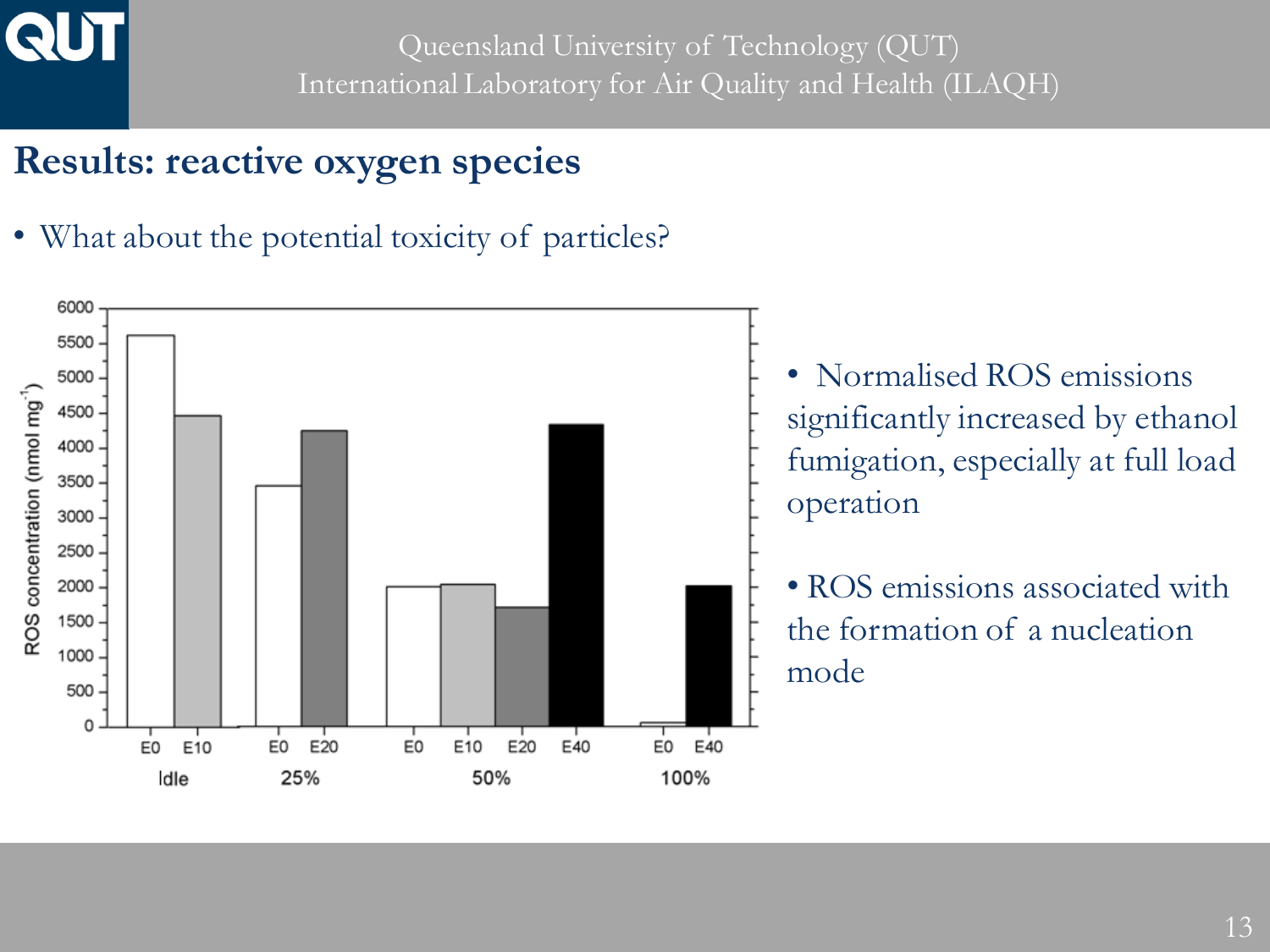## Results: reactive oxygen species

- What about the potential toxicity of particles?

- Normalised ROS emissions significantly increased by ethanol fumigation, especially at full load operation

- ROS emissions associated with the formation of a nucleation mode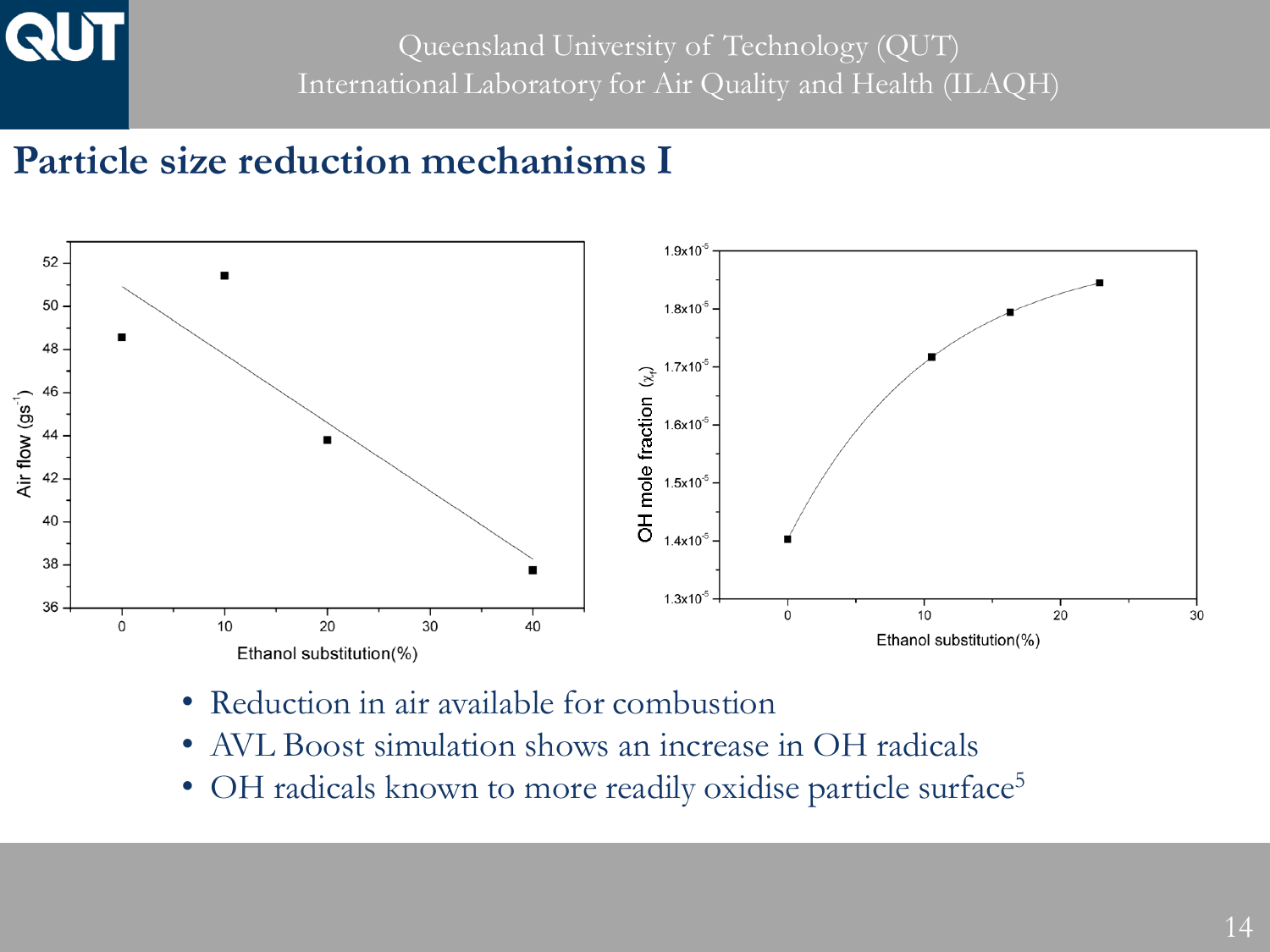## Particle size reduction mechanisms I

- Reduction in air available for combustion
- AVL Boost simulation shows an increase in OH radicals
- OH radicals known to more readily oxidise particle surface[5]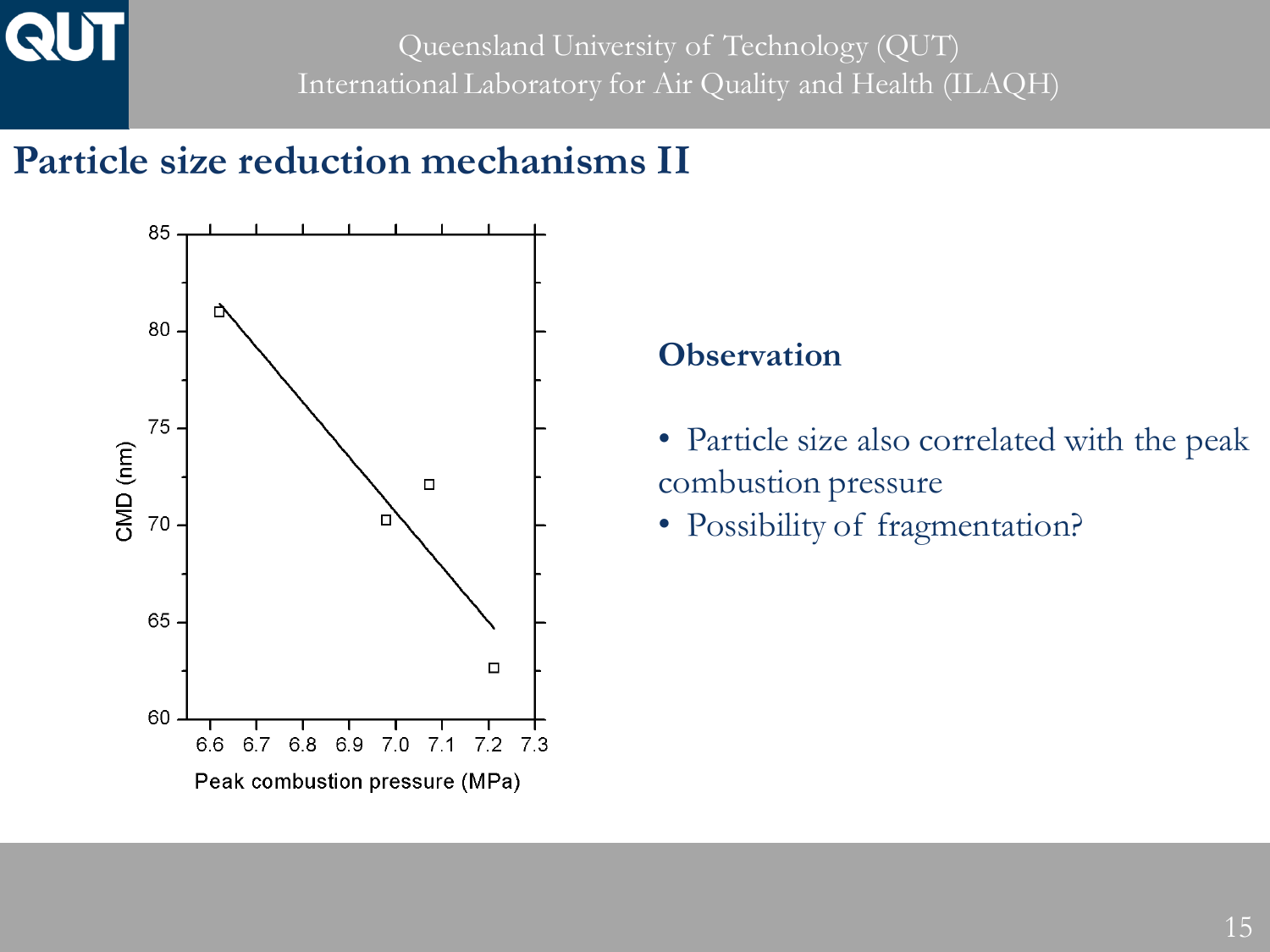## Particle size reduction mechanisms II

### Observation

- Particle size also correlated with the peak combustion pressure
- Possibility of fragmentation?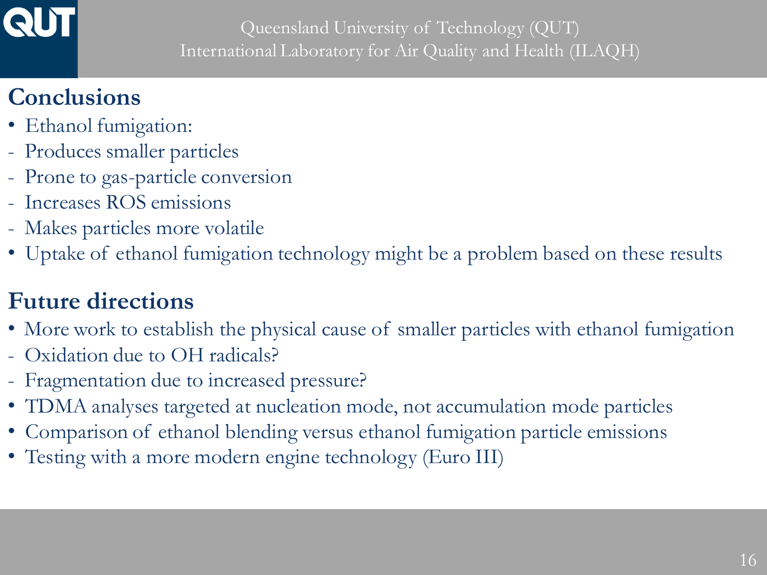## Conclusions

- Ethanol fumigation:
  - Produces smaller particles
  - Prone to gas-particle conversion
  - Increases ROS emissions
  - Makes particles more volatile
- Uptake of ethanol fumigation technology might be a problem based on these results

## Future directions

- More work to establish the physical cause of smaller particles with ethanol fumigation
  - Oxidation due to OH radicals?
  - Fragmentation due to increased pressure?
- TDMA analyses targeted at nucleation mode, not accumulation mode particles
- Comparison of ethanol blending versus ethanol fumigation particle emissions
- Testing with a more modern engine technology (Euro III)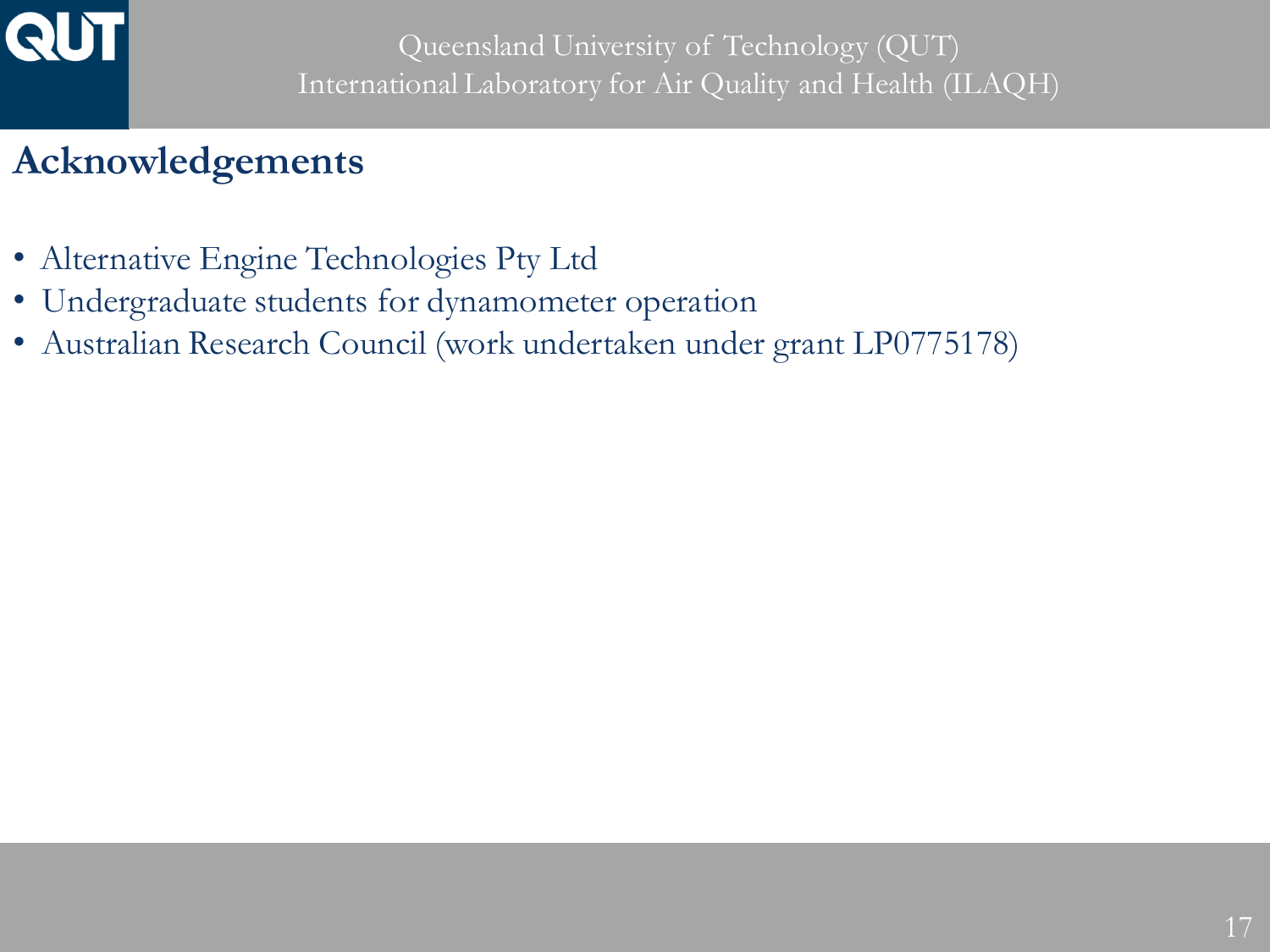## Acknowledgements

- Alternative Engine Technologies Pty Ltd
- Undergraduate students for dynamometer operation
- Australian Research Council (work undertaken under grant LP0775178)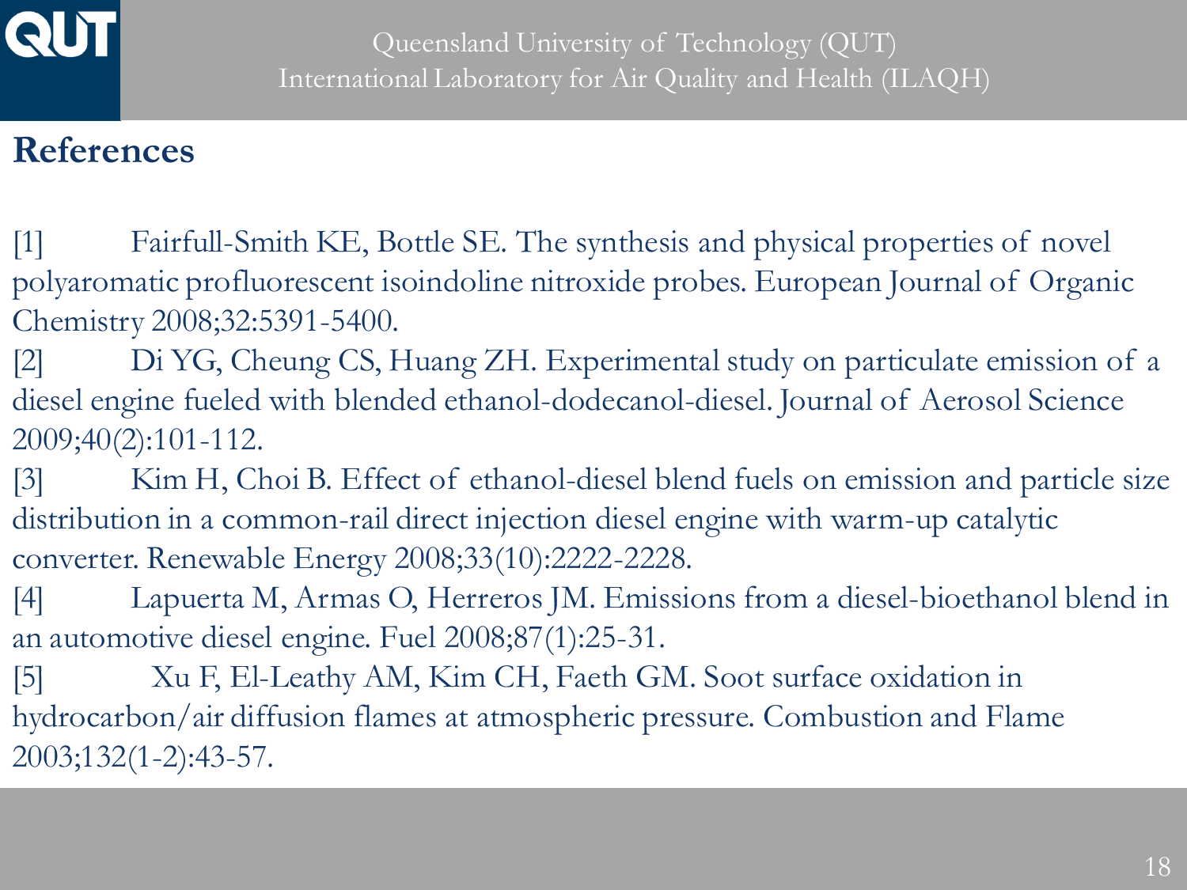## References

[1] Fairfull-Smith KE, Bottle SE. The synthesis and physical properties of novel polyaromatic profluorescent isoindoline nitroxide probes. European Journal of Organic Chemistry 2008;32:5391-5400.

[2] Di YG, Cheung CS, Huang ZH. Experimental study on particulate emission of a diesel engine fueled with blended ethanol-dodecanol-diesel. Journal of Aerosol Science 2009;40(2):101-112.

[3] Kim H, Choi B. Effect of ethanol-diesel blend fuels on emission and particle size distribution in a common-rail direct injection diesel engine with warm-up catalytic converter. Renewable Energy 2008;33(10):2222-2228.

[4] Lapuerta M, Armas O, Herreros JM. Emissions from a diesel-bioethanol blend in an automotive diesel engine. Fuel 2008;87(1):25-31.

[5] Xu F, El-Leathy AM, Kim CH, Faeth GM. Soot surface oxidation in hydrocarbon/air diffusion flames at atmospheric pressure. Combustion and Flame 2003;132(1-2):43-57.